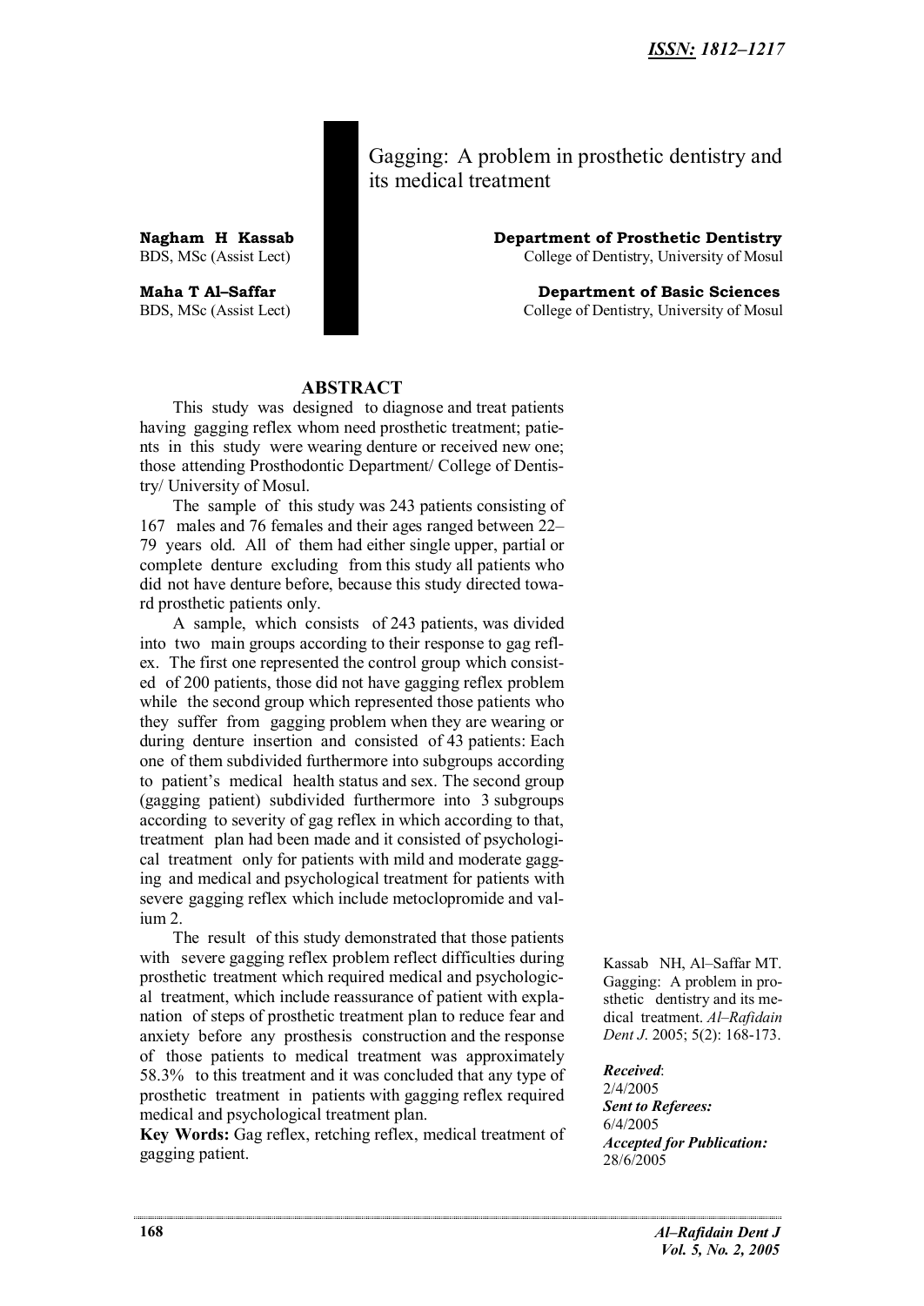*ISSN: 1812–1217*

# Gagging: A problem in prosthetic dentistry and its medical treatment

**Nagham H Kassab**
BDS, MSc (Assist Lect)

**Department of Prosthetic Dentistry**
College of Dentistry, University of Mosul

**Maha T Al–Saffar**
BDS, MSc (Assist Lect)

**Department of Basic Sciences**
College of Dentistry, University of Mosul

## ABSTRACT

This study was designed to diagnose and treat patients having gagging reflex whom need prosthetic treatment; patients in this study were wearing denture or received new one; those attending Prosthodontic Department/ College of Dentistry/ University of Mosul.

The sample of this study was 243 patients consisting of 167 males and 76 females and their ages ranged between 22–79 years old. All of them had either single upper, partial or complete denture excluding from this study all patients who did not have denture before, because this study directed toward prosthetic patients only.

A sample, which consists of 243 patients, was divided into two main groups according to their response to gag reflex. The first one represented the control group which consisted of 200 patients, those did not have gagging reflex problem while the second group which represented those patients who they suffer from gagging problem when they are wearing or during denture insertion and consisted of 43 patients: Each one of them subdivided furthermore into subgroups according to patient's medical health status and sex. The second group (gagging patient) subdivided furthermore into 3 subgroups according to severity of gag reflex in which according to that, treatment plan had been made and it consisted of psychological treatment only for patients with mild and moderate gagging and medical and psychological treatment for patients with severe gagging reflex which include metoclopromide and valium 2.

The result of this study demonstrated that those patients with severe gagging reflex problem reflect difficulties during prosthetic treatment which required medical and psychological treatment, which include reassurance of patient with explanation of steps of prosthetic treatment plan to reduce fear and anxiety before any prosthesis construction and the response of those patients to medical treatment was approximately 58.3% to this treatment and it was concluded that any type of prosthetic treatment in patients with gagging reflex required medical and psychological treatment plan.

**Key Words:** Gag reflex, retching reflex, medical treatment of gagging patient.

Kassab NH, Al–Saffar MT. Gagging: A problem in prosthetic dentistry and its medical treatment. *Al–Rafidain Dent J*. 2005; 5(2): 168-173.

***Received*:**
2/4/2005
***Sent to Referees:***
6/4/2005
***Accepted for Publication:***
28/6/2005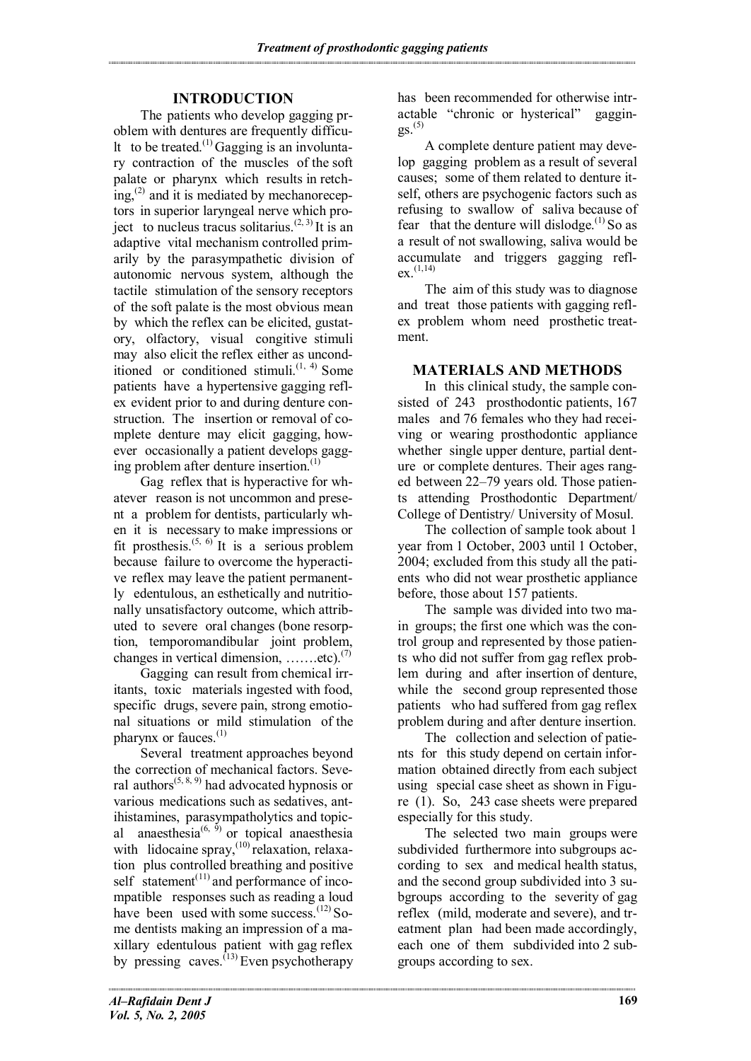## INTRODUCTION

The patients who develop gagging problem with dentures are frequently difficult to be treated.[1] Gagging is an involuntary contraction of the muscles of the soft palate or pharynx which results in retching,[2] and it is mediated by mechanoreceptors in superior laryngeal nerve which project to nucleus tracus solitarius.[2, 3] It is an adaptive vital mechanism controlled primarily by the parasympathetic division of autonomic nervous system, although the tactile stimulation of the sensory receptors of the soft palate is the most obvious mean by which the reflex can be elicited, gustatory, olfactory, visual congitive stimuli may also elicit the reflex either as unconditioned or conditioned stimuli.[1, 4] Some patients have a hypertensive gagging reflex evident prior to and during denture construction. The insertion or removal of complete denture may elicit gagging, however occasionally a patient develops gagging problem after denture insertion.[1]

Gag reflex that is hyperactive for whatever reason is not uncommon and present a problem for dentists, particularly when it is necessary to make impressions or fit prosthesis.[5, 6] It is a serious problem because failure to overcome the hyperactive reflex may leave the patient permanently edentulous, an esthetically and nutritionally unsatisfactory outcome, which attributed to severe oral changes (bone resorption, temporomandibular joint problem, changes in vertical dimension, …….etc).[7]

Gagging can result from chemical irritants, toxic materials ingested with food, specific drugs, severe pain, strong emotional situations or mild stimulation of the pharynx or fauces.[1]

Several treatment approaches beyond the correction of mechanical factors. Several authors[5, 8, 9] had advocated hypnosis or various medications such as sedatives, antihistamines, parasympatholytics and topical anaesthesia[6, 9] or topical anaesthesia with lidocaine spray,[10] relaxation, relaxation plus controlled breathing and positive self statement[11] and performance of incompatible responses such as reading a loud have been used with some success.[12] Some dentists making an impression of a maxillary edentulous patient with gag reflex by pressing caves.[13] Even psychotherapy has been recommended for otherwise intractable "chronic or hysterical" gaggings.[5]

A complete denture patient may develop gagging problem as a result of several causes; some of them related to denture itself, others are psychogenic factors such as refusing to swallow of saliva because of fear that the denture will dislodge.[1] So as a result of not swallowing, saliva would be accumulate and triggers gagging reflex.[1,14]

The aim of this study was to diagnose and treat those patients with gagging reflex problem whom need prosthetic treatment.

## MATERIALS AND METHODS

In this clinical study, the sample consisted of 243 prosthodontic patients, 167 males and 76 females who they had receiving or wearing prosthodontic appliance whether single upper denture, partial denture or complete dentures. Their ages ranged between 22–79 years old. Those patients attending Prosthodontic Department/ College of Dentistry/ University of Mosul.

The collection of sample took about 1 year from 1 October, 2003 until 1 October, 2004; excluded from this study all the patients who did not wear prosthetic appliance before, those about 157 patients.

The sample was divided into two main groups; the first one which was the control group and represented by those patients who did not suffer from gag reflex problem during and after insertion of denture, while the second group represented those patients who had suffered from gag reflex problem during and after denture insertion.

The collection and selection of patients for this study depend on certain information obtained directly from each subject using special case sheet as shown in Figure (1). So, 243 case sheets were prepared especially for this study.

The selected two main groups were subdivided furthermore into subgroups according to sex and medical health status, and the second group subdivided into 3 subgroups according to the severity of gag reflex (mild, moderate and severe), and treatment plan had been made accordingly, each one of them subdivided into 2 subgroups according to sex.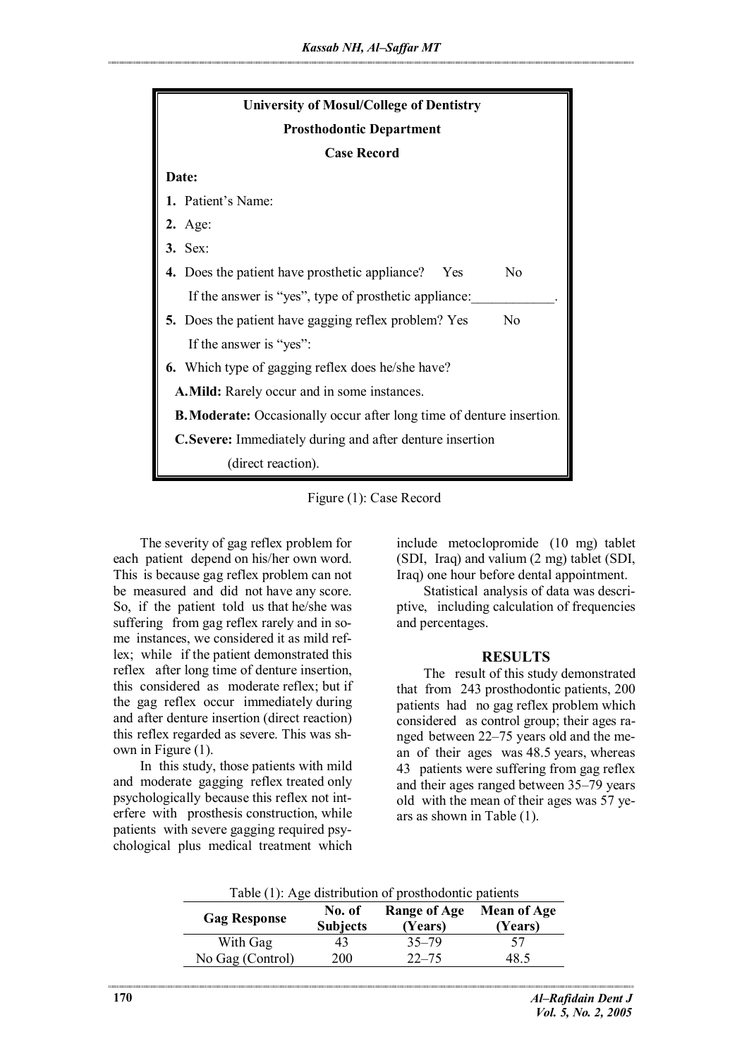**University of Mosul/College of Dentistry**

**Prosthodontic Department**

**Case Record**

**Date:**

**1.** Patient's Name:

**2.** Age:

**3.** Sex:

**4.** Does the patient have prosthetic appliance? Yes No

If the answer is "yes", type of prosthetic appliance:____________.

**5.** Does the patient have gagging reflex problem? Yes No

If the answer is "yes":

**6.** Which type of gagging reflex does he/she have?

**A. Mild:** Rarely occur and in some instances.

**B. Moderate:** Occasionally occur after long time of denture insertion.

**C. Severe:** Immediately during and after denture insertion (direct reaction).

Figure (1): Case Record

The severity of gag reflex problem for each patient depend on his/her own word. This is because gag reflex problem can not be measured and did not have any score. So, if the patient told us that he/she was suffering from gag reflex rarely and in some instances, we considered it as mild reflex; while if the patient demonstrated this reflex after long time of denture insertion, this considered as moderate reflex; but if the gag reflex occur immediately during and after denture insertion (direct reaction) this reflex regarded as severe. This was shown in Figure (1).

In this study, those patients with mild and moderate gagging reflex treated only psychologically because this reflex not interfere with prosthesis construction, while patients with severe gagging required psychological plus medical treatment which include metoclopromide (10 mg) tablet (SDI, Iraq) and valium (2 mg) tablet (SDI, Iraq) one hour before dental appointment.

Statistical analysis of data was descriptive, including calculation of frequencies and percentages.

## RESULTS

The result of this study demonstrated that from 243 prosthodontic patients, 200 patients had no gag reflex problem which considered as control group; their ages ranged between 22–75 years old and the mean of their ages was 48.5 years, whereas 43 patients were suffering from gag reflex and their ages ranged between 35–79 years old with the mean of their ages was 57 years as shown in Table (1).

Table (1): Age distribution of prosthodontic patients

| Gag Response | No. of Subjects | Range of Age (Years) | Mean of Age (Years) |
|---|---|---|---|
| With Gag | 43 | 35–79 | 57 |
| No Gag (Control) | 200 | 22–75 | 48.5 |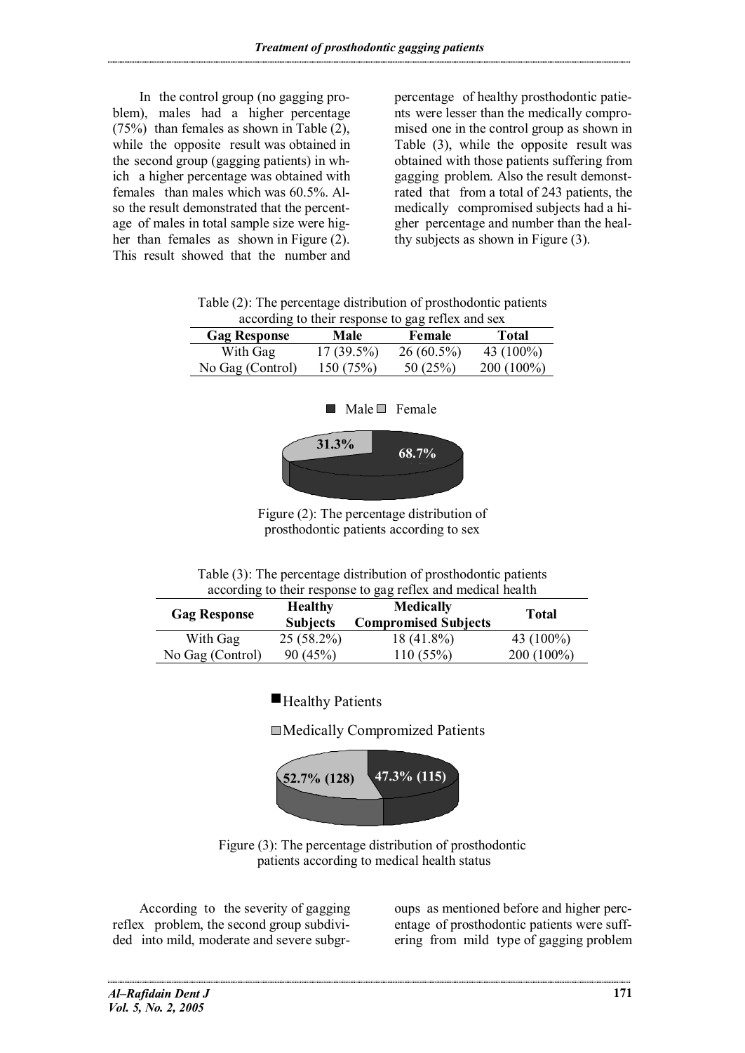In the control group (no gagging problem), males had a higher percentage (75%) than females as shown in Table (2), while the opposite result was obtained in the second group (gagging patients) in which a higher percentage was obtained with females than males which was 60.5%. Also the result demonstrated that the percentage of males in total sample size were higher than females as shown in Figure (2). This result showed that the number and percentage of healthy prosthodontic patients were lesser than the medically compromised one in the control group as shown in Table (3), while the opposite result was obtained with those patients suffering from gagging problem. Also the result demonstrated that from a total of 243 patients, the medically compromised subjects had a higher percentage and number than the healthy subjects as shown in Figure (3).

Table (2): The percentage distribution of prosthodontic patients according to their response to gag reflex and sex

| Gag Response | Male | Female | Total |
|---|---|---|---|
| With Gag | 17 (39.5%) | 26 (60.5%) | 43 (100%) |
| No Gag (Control) | 150 (75%) | 50 (25%) | 200 (100%) |

Male / Female: 68.7% / 31.3%

Figure (2): The percentage distribution of prosthodontic patients according to sex

Table (3): The percentage distribution of prosthodontic patients according to their response to gag reflex and medical health

| Gag Response | Healthy Subjects | Medically Compromised Subjects | Total |
|---|---|---|---|
| With Gag | 25 (58.2%) | 18 (41.8%) | 43 (100%) |
| No Gag (Control) | 90 (45%) | 110 (55%) | 200 (100%) |

Healthy Patients: 47.3% (115)

Medically Compromized Patients: 52.7% (128)

Figure (3): The percentage distribution of prosthodontic patients according to medical health status

According to the severity of gagging reflex problem, the second group subdivided into mild, moderate and severe subgroups as mentioned before and higher percentage of prosthodontic patients were suffering from mild type of gagging problem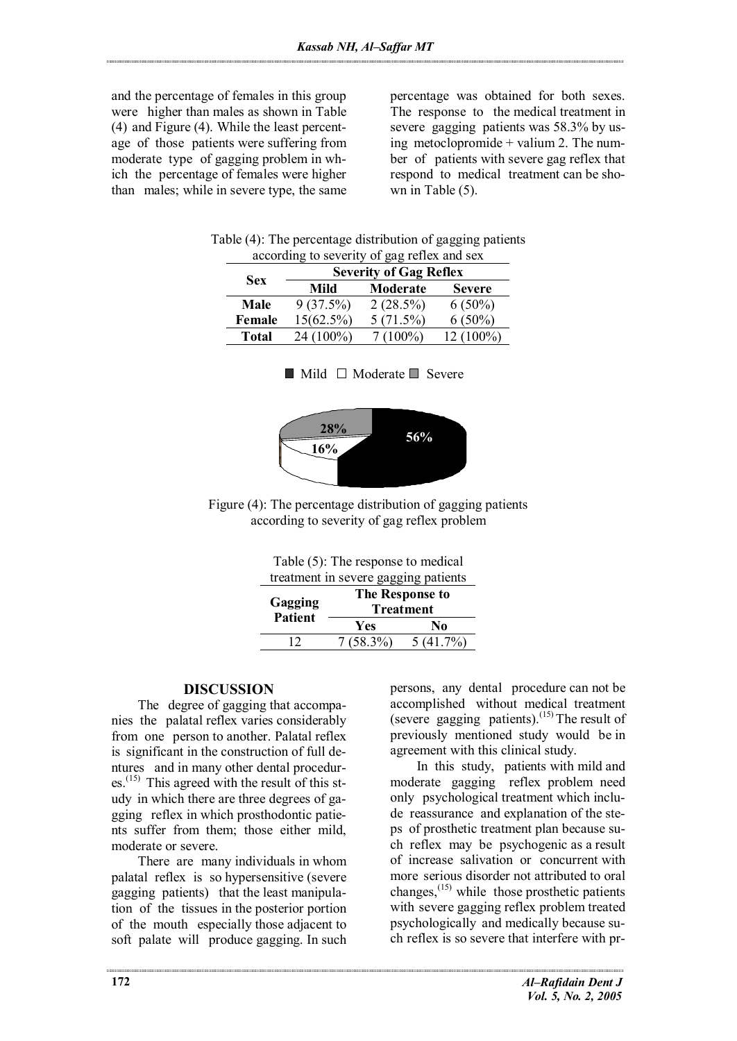and the percentage of females in this group were higher than males as shown in Table (4) and Figure (4). While the least percentage of those patients were suffering from moderate type of gagging problem in which the percentage of females were higher than males; while in severe type, the same percentage was obtained for both sexes. The response to the medical treatment in severe gagging patients was 58.3% by using metoclopromide + valium 2. The number of patients with severe gag reflex that respond to medical treatment can be shown in Table (5).

Table (4): The percentage distribution of gagging patients according to severity of gag reflex and sex

| Sex | Severity of Gag Reflex | | |
|---|---|---|---|
| | Mild | Moderate | Severe |
| Male | 9 (37.5%) | 2 (28.5%) | 6 (50%) |
| Female | 15(62.5%) | 5 (71.5%) | 6 (50%) |
| Total | 24 (100%) | 7 (100%) | 12 (100%) |

■ Mild □ Moderate ■ Severe

56% 16% 28%

Figure (4): The percentage distribution of gagging patients according to severity of gag reflex problem

Table (5): The response to medical treatment in severe gagging patients

| Gagging Patient | The Response to Treatment | |
|---|---|---|
| | Yes | No |
| 12 | 7 (58.3%) | 5 (41.7%) |

## DISCUSSION

The degree of gagging that accompanies the palatal reflex varies considerably from one person to another. Palatal reflex is significant in the construction of full dentures and in many other dental procedures.[15] This agreed with the result of this study in which there are three degrees of gagging reflex in which prosthodontic patients suffer from them; those either mild, moderate or severe.

There are many individuals in whom palatal reflex is so hypersensitive (severe gagging patients) that the least manipulation of the tissues in the posterior portion of the mouth especially those adjacent to soft palate will produce gagging. In such persons, any dental procedure can not be accomplished without medical treatment (severe gagging patients).[15] The result of previously mentioned study would be in agreement with this clinical study.

In this study, patients with mild and moderate gagging reflex problem need only psychological treatment which include reassurance and explanation of the steps of prosthetic treatment plan because such reflex may be psychogenic as a result of increase salivation or concurrent with more serious disorder not attributed to oral changes,[15] while those prosthetic patients with severe gagging reflex problem treated psychologically and medically because such reflex is so severe that interfere with pr-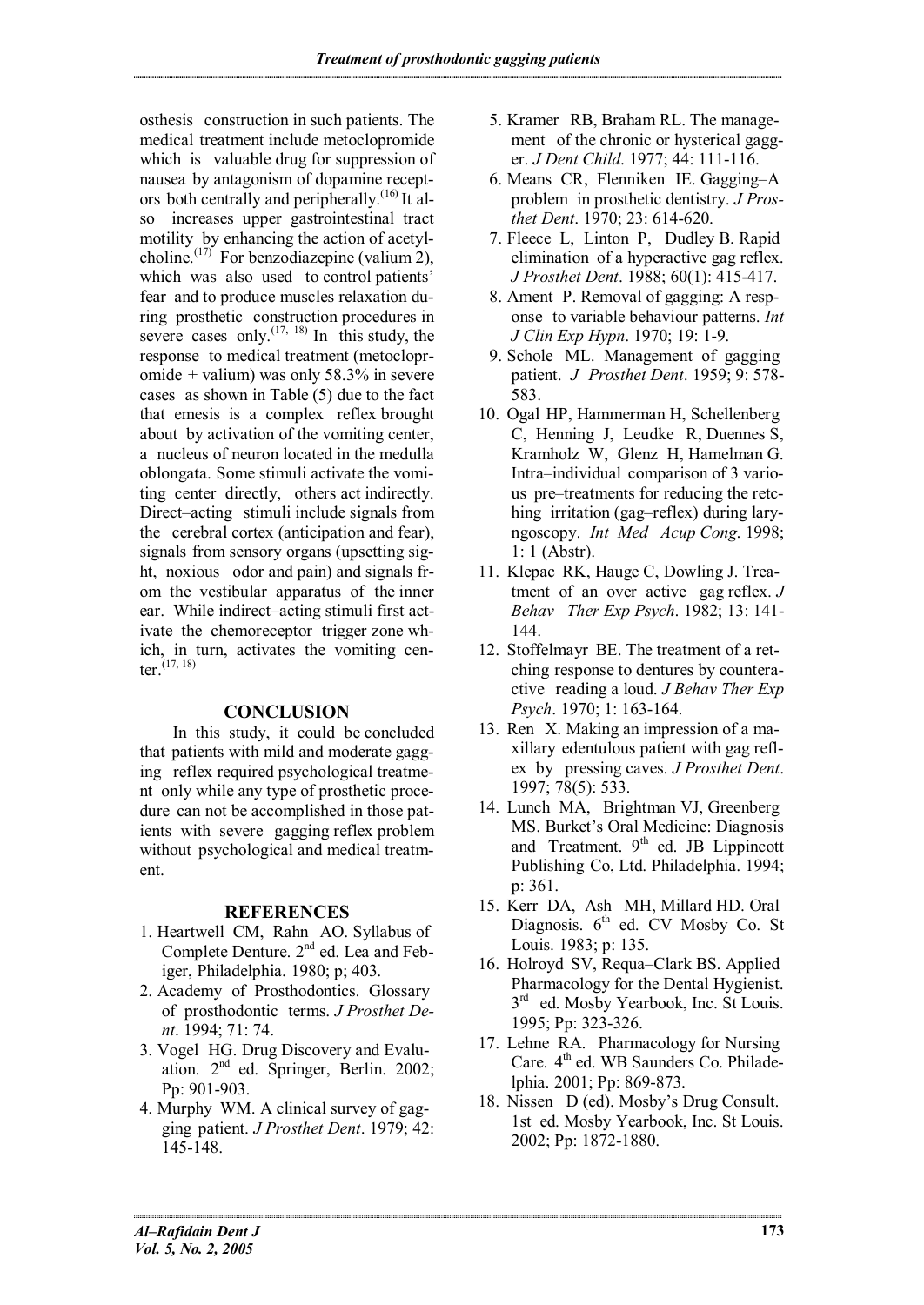osthesis construction in such patients. The medical treatment include metoclopromide which is valuable drug for suppression of nausea by antagonism of dopamine receptors both centrally and peripherally.[16] It also increases upper gastrointestinal tract motility by enhancing the action of acetylcholine.[17] For benzodiazepine (valium 2), which was also used to control patients' fear and to produce muscles relaxation during prosthetic construction procedures in severe cases only.[17, 18] In this study, the response to medical treatment (metoclopromide + valium) was only 58.3% in severe cases as shown in Table (5) due to the fact that emesis is a complex reflex brought about by activation of the vomiting center, a nucleus of neuron located in the medulla oblongata. Some stimuli activate the vomiting center directly, others act indirectly. Direct–acting stimuli include signals from the cerebral cortex (anticipation and fear), signals from sensory organs (upsetting sight, noxious odor and pain) and signals from the vestibular apparatus of the inner ear. While indirect–acting stimuli first activate the chemoreceptor trigger zone which, in turn, activates the vomiting center.[17, 18]

## CONCLUSION

In this study, it could be concluded that patients with mild and moderate gagging reflex required psychological treatment only while any type of prosthetic procedure can not be accomplished in those patients with severe gagging reflex problem without psychological and medical treatment.

## REFERENCES

1. Heartwell CM, Rahn AO. Syllabus of Complete Denture. 2nd ed. Lea and Febiger, Philadelphia. 1980; p; 403.
2. Academy of Prosthodontics. Glossary of prosthodontic terms. *J Prosthet Dent*. 1994; 71: 74.
3. Vogel HG. Drug Discovery and Evaluation. 2nd ed. Springer, Berlin. 2002; Pp: 901-903.
4. Murphy WM. A clinical survey of gagging patient. *J Prosthet Dent*. 1979; 42: 145-148.
5. Kramer RB, Braham RL. The management of the chronic or hysterical gagger. *J Dent Child*. 1977; 44: 111-116.
6. Means CR, Flenniken IE. Gagging–A problem in prosthetic dentistry. *J Prosthet Dent*. 1970; 23: 614-620.
7. Fleece L, Linton P, Dudley B. Rapid elimination of a hyperactive gag reflex. *J Prosthet Dent*. 1988; 60(1): 415-417.
8. Ament P. Removal of gagging: A response to variable behaviour patterns. *Int J Clin Exp Hypn*. 1970; 19: 1-9.
9. Schole ML. Management of gagging patient. *J Prosthet Dent*. 1959; 9: 578-583.
10. Ogal HP, Hammerman H, Schellenberg C, Henning J, Leudke R, Duennes S, Kramholz W, Glenz H, Hamelman G. Intra–individual comparison of 3 various pre–treatments for reducing the retching irritation (gag–reflex) during laryngoscopy. *Int Med Acup Cong*. 1998; 1: 1 (Abstr).
11. Klepac RK, Hauge C, Dowling J. Treatment of an over active gag reflex. *J Behav Ther Exp Psych*. 1982; 13: 141-144.
12. Stoffelmayr BE. The treatment of a retching response to dentures by counteractive reading a loud. *J Behav Ther Exp Psych*. 1970; 1: 163-164.
13. Ren X. Making an impression of a maxillary edentulous patient with gag reflex by pressing caves. *J Prosthet Dent*. 1997; 78(5): 533.
14. Lunch MA, Brightman VJ, Greenberg MS. Burket's Oral Medicine: Diagnosis and Treatment. 9th ed. JB Lippincott Publishing Co, Ltd. Philadelphia. 1994; p: 361.
15. Kerr DA, Ash MH, Millard HD. Oral Diagnosis. 6th ed. CV Mosby Co. St Louis. 1983; p: 135.
16. Holroyd SV, Requa–Clark BS. Applied Pharmacology for the Dental Hygienist. 3rd ed. Mosby Yearbook, Inc. St Louis. 1995; Pp: 323-326.
17. Lehne RA. Pharmacology for Nursing Care. 4th ed. WB Saunders Co. Philadelphia. 2001; Pp: 869-873.
18. Nissen D (ed). Mosby's Drug Consult. 1st ed. Mosby Yearbook, Inc. St Louis. 2002; Pp: 1872-1880.